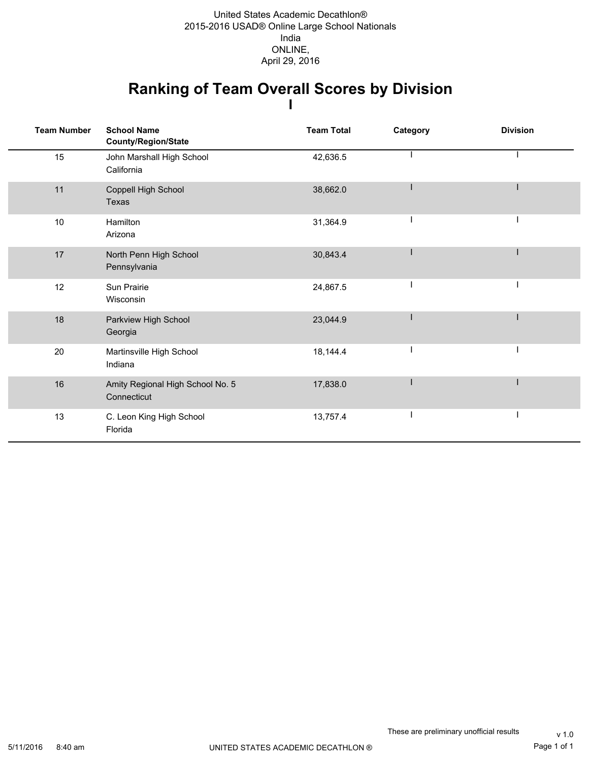United States Academic Decathlon®
2015-2016 USAD® Online Large School Nationals
India
ONLINE,
April 29, 2016

# Ranking of Team Overall Scores by Division

## I

| Team Number | School Name<br>County/Region/State | Team Total | Category | Division |
|---|---|---|---|---|
| 15 | John Marshall High School<br>California | 42,636.5 | I | I |
| 11 | Coppell High School<br>Texas | 38,662.0 | I | I |
| 10 | Hamilton<br>Arizona | 31,364.9 | I | I |
| 17 | North Penn High School<br>Pennsylvania | 30,843.4 | I | I |
| 12 | Sun Prairie<br>Wisconsin | 24,867.5 | I | I |
| 18 | Parkview High School<br>Georgia | 23,044.9 | I | I |
| 20 | Martinsville High School<br>Indiana | 18,144.4 | I | I |
| 16 | Amity Regional High School No. 5<br>Connecticut | 17,838.0 | I | I |
| 13 | C. Leon King High School<br>Florida | 13,757.4 | I | I |

These are preliminary unofficial results

v 1.0

5/11/2016 8:40 am

UNITED STATES ACADEMIC DECATHLON ®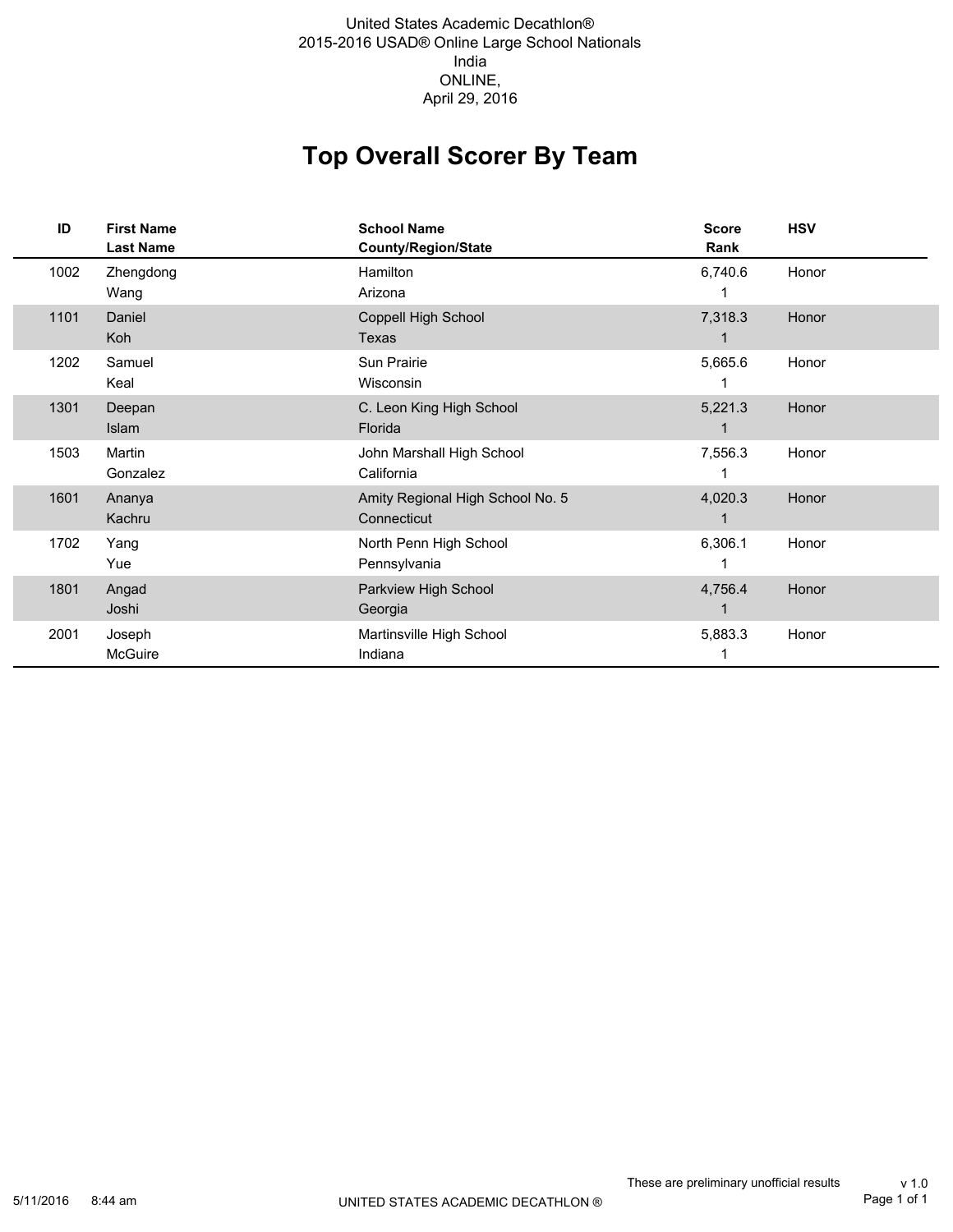United States Academic Decathlon®
2015-2016 USAD® Online Large School Nationals
India
ONLINE,
April 29, 2016

# Top Overall Scorer By Team

| ID | First Name<br>Last Name | School Name<br>County/Region/State | Score<br>Rank | HSV |
|---|---|---|---|---|
| 1002 | Zhengdong<br>Wang | Hamilton<br>Arizona | 6,740.6<br>1 | Honor |
| 1101 | Daniel<br>Koh | Coppell High School<br>Texas | 7,318.3<br>1 | Honor |
| 1202 | Samuel<br>Keal | Sun Prairie<br>Wisconsin | 5,665.6<br>1 | Honor |
| 1301 | Deepan<br>Islam | C. Leon King High School<br>Florida | 5,221.3<br>1 | Honor |
| 1503 | Martin<br>Gonzalez | John Marshall High School<br>California | 7,556.3<br>1 | Honor |
| 1601 | Ananya<br>Kachru | Amity Regional High School No. 5<br>Connecticut | 4,020.3<br>1 | Honor |
| 1702 | Yang<br>Yue | North Penn High School<br>Pennsylvania | 6,306.1<br>1 | Honor |
| 1801 | Angad<br>Joshi | Parkview High School<br>Georgia | 4,756.4<br>1 | Honor |
| 2001 | Joseph<br>McGuire | Martinsville High School<br>Indiana | 5,883.3<br>1 | Honor |

These are preliminary unofficial results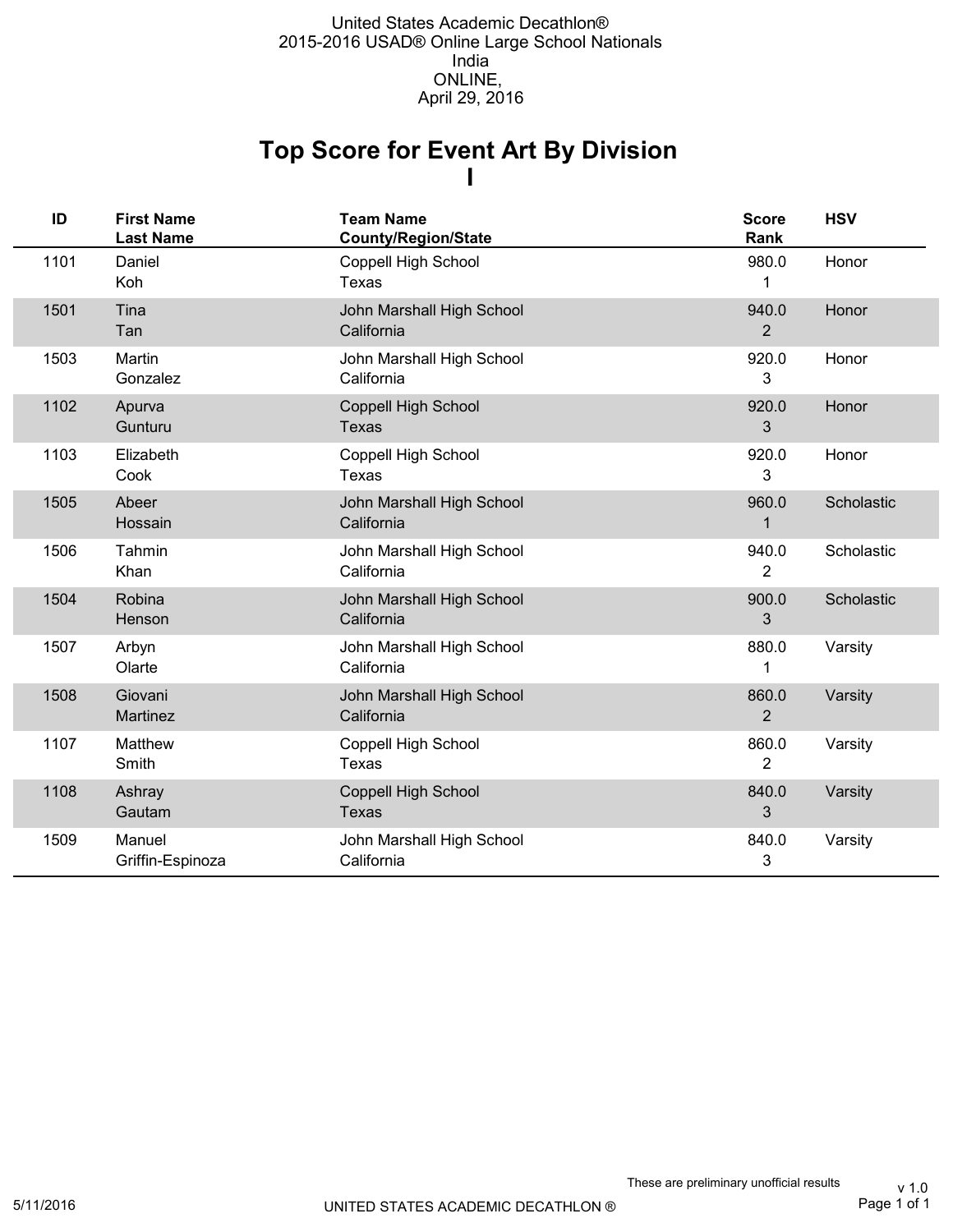United States Academic Decathlon®
2015-2016 USAD® Online Large School Nationals
India
ONLINE,
April 29, 2016

# Top Score for Event Art By Division I

| ID | First Name<br>Last Name | Team Name<br>County/Region/State | Score<br>Rank | HSV |
|---|---|---|---|---|
| 1101 | Daniel<br>Koh | Coppell High School<br>Texas | 980.0<br>1 | Honor |
| 1501 | Tina<br>Tan | John Marshall High School<br>California | 940.0<br>2 | Honor |
| 1503 | Martin<br>Gonzalez | John Marshall High School<br>California | 920.0<br>3 | Honor |
| 1102 | Apurva<br>Gunturu | Coppell High School<br>Texas | 920.0<br>3 | Honor |
| 1103 | Elizabeth<br>Cook | Coppell High School<br>Texas | 920.0<br>3 | Honor |
| 1505 | Abeer<br>Hossain | John Marshall High School<br>California | 960.0<br>1 | Scholastic |
| 1506 | Tahmin<br>Khan | John Marshall High School<br>California | 940.0<br>2 | Scholastic |
| 1504 | Robina<br>Henson | John Marshall High School<br>California | 900.0<br>3 | Scholastic |
| 1507 | Arbyn<br>Olarte | John Marshall High School<br>California | 880.0<br>1 | Varsity |
| 1508 | Giovani<br>Martinez | John Marshall High School<br>California | 860.0<br>2 | Varsity |
| 1107 | Matthew<br>Smith | Coppell High School<br>Texas | 860.0<br>2 | Varsity |
| 1108 | Ashray<br>Gautam | Coppell High School<br>Texas | 840.0<br>3 | Varsity |
| 1509 | Manuel<br>Griffin-Espinoza | John Marshall High School<br>California | 840.0<br>3 | Varsity |

These are preliminary unofficial results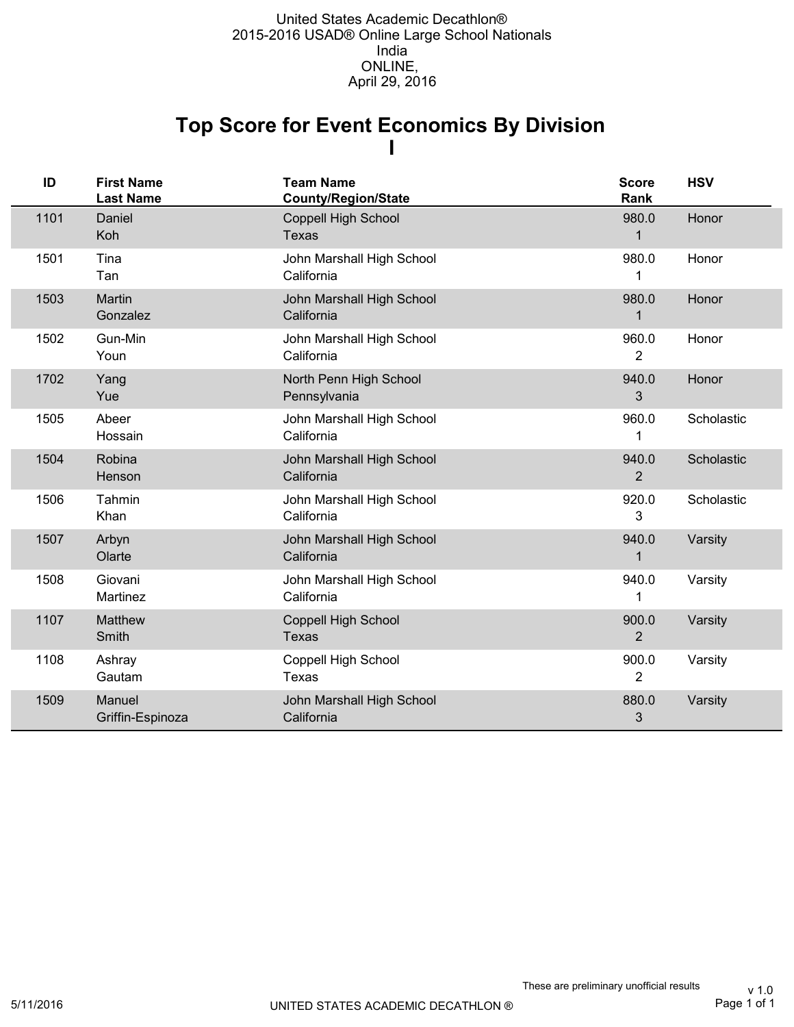United States Academic Decathlon®
2015-2016 USAD® Online Large School Nationals
India
ONLINE,
April 29, 2016

# Top Score for Event Economics By Division I

| ID | First Name<br>Last Name | Team Name<br>County/Region/State | Score<br>Rank | HSV |
|---|---|---|---|---|
| 1101 | Daniel<br>Koh | Coppell High School<br>Texas | 980.0<br>1 | Honor |
| 1501 | Tina<br>Tan | John Marshall High School<br>California | 980.0<br>1 | Honor |
| 1503 | Martin<br>Gonzalez | John Marshall High School<br>California | 980.0<br>1 | Honor |
| 1502 | Gun-Min<br>Youn | John Marshall High School<br>California | 960.0<br>2 | Honor |
| 1702 | Yang<br>Yue | North Penn High School<br>Pennsylvania | 940.0<br>3 | Honor |
| 1505 | Abeer<br>Hossain | John Marshall High School<br>California | 960.0<br>1 | Scholastic |
| 1504 | Robina<br>Henson | John Marshall High School<br>California | 940.0<br>2 | Scholastic |
| 1506 | Tahmin<br>Khan | John Marshall High School<br>California | 920.0<br>3 | Scholastic |
| 1507 | Arbyn<br>Olarte | John Marshall High School<br>California | 940.0<br>1 | Varsity |
| 1508 | Giovani<br>Martinez | John Marshall High School<br>California | 940.0<br>1 | Varsity |
| 1107 | Matthew<br>Smith | Coppell High School<br>Texas | 900.0<br>2 | Varsity |
| 1108 | Ashray<br>Gautam | Coppell High School<br>Texas | 900.0<br>2 | Varsity |
| 1509 | Manuel<br>Griffin-Espinoza | John Marshall High School<br>California | 880.0<br>3 | Varsity |

These are preliminary unofficial results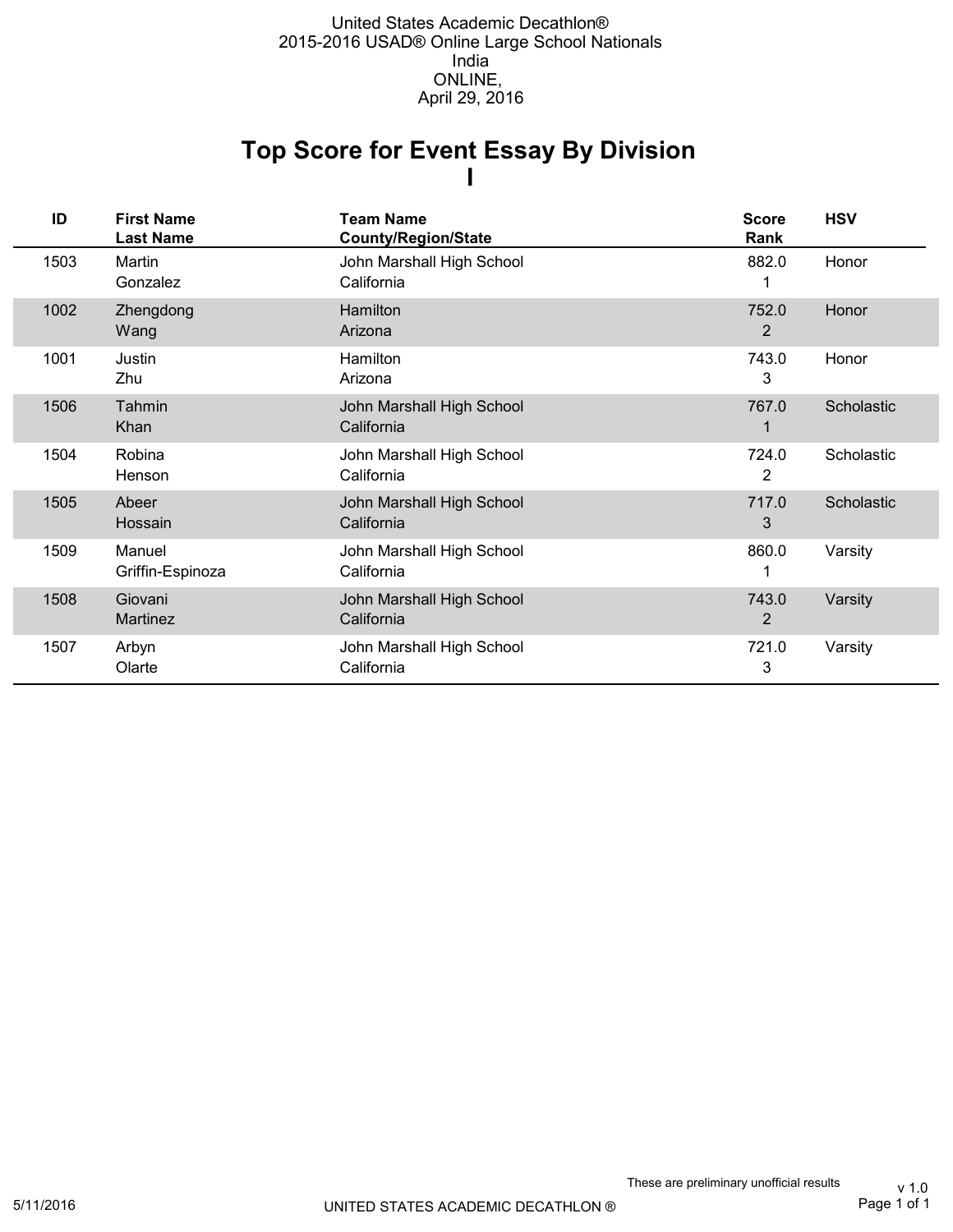United States Academic Decathlon®
2015-2016 USAD® Online Large School Nationals
India
ONLINE,
April 29, 2016

# Top Score for Event Essay By Division I

| ID | First Name<br>Last Name | Team Name<br>County/Region/State | Score<br>Rank | HSV |
|---|---|---|---|---|
| 1503 | Martin<br>Gonzalez | John Marshall High School<br>California | 882.0<br>1 | Honor |
| 1002 | Zhengdong<br>Wang | Hamilton<br>Arizona | 752.0<br>2 | Honor |
| 1001 | Justin<br>Zhu | Hamilton<br>Arizona | 743.0<br>3 | Honor |
| 1506 | Tahmin<br>Khan | John Marshall High School<br>California | 767.0<br>1 | Scholastic |
| 1504 | Robina<br>Henson | John Marshall High School<br>California | 724.0<br>2 | Scholastic |
| 1505 | Abeer<br>Hossain | John Marshall High School<br>California | 717.0<br>3 | Scholastic |
| 1509 | Manuel<br>Griffin-Espinoza | John Marshall High School<br>California | 860.0<br>1 | Varsity |
| 1508 | Giovani<br>Martinez | John Marshall High School<br>California | 743.0<br>2 | Varsity |
| 1507 | Arbyn<br>Olarte | John Marshall High School<br>California | 721.0<br>3 | Varsity |

These are preliminary unofficial results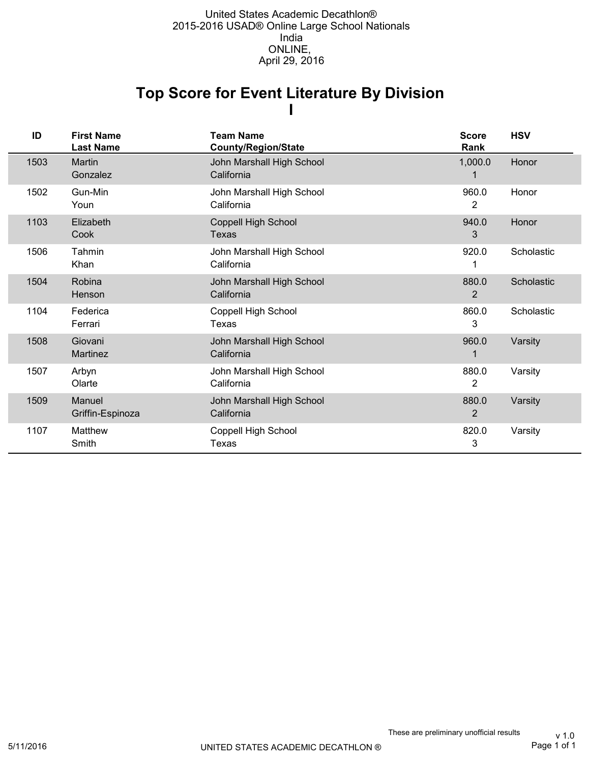United States Academic Decathlon®
2015-2016 USAD® Online Large School Nationals
India
ONLINE,
April 29, 2016

# Top Score for Event Literature By Division I

| ID | First Name<br>Last Name | Team Name<br>County/Region/State | Score<br>Rank | HSV |
|---|---|---|---|---|
| 1503 | Martin<br>Gonzalez | John Marshall High School<br>California | 1,000.0<br>1 | Honor |
| 1502 | Gun-Min<br>Youn | John Marshall High School<br>California | 960.0<br>2 | Honor |
| 1103 | Elizabeth<br>Cook | Coppell High School<br>Texas | 940.0<br>3 | Honor |
| 1506 | Tahmin<br>Khan | John Marshall High School<br>California | 920.0<br>1 | Scholastic |
| 1504 | Robina<br>Henson | John Marshall High School<br>California | 880.0<br>2 | Scholastic |
| 1104 | Federica<br>Ferrari | Coppell High School<br>Texas | 860.0<br>3 | Scholastic |
| 1508 | Giovani<br>Martinez | John Marshall High School<br>California | 960.0<br>1 | Varsity |
| 1507 | Arbyn<br>Olarte | John Marshall High School<br>California | 880.0<br>2 | Varsity |
| 1509 | Manuel<br>Griffin-Espinoza | John Marshall High School<br>California | 880.0<br>2 | Varsity |
| 1107 | Matthew<br>Smith | Coppell High School<br>Texas | 820.0<br>3 | Varsity |

These are preliminary unofficial results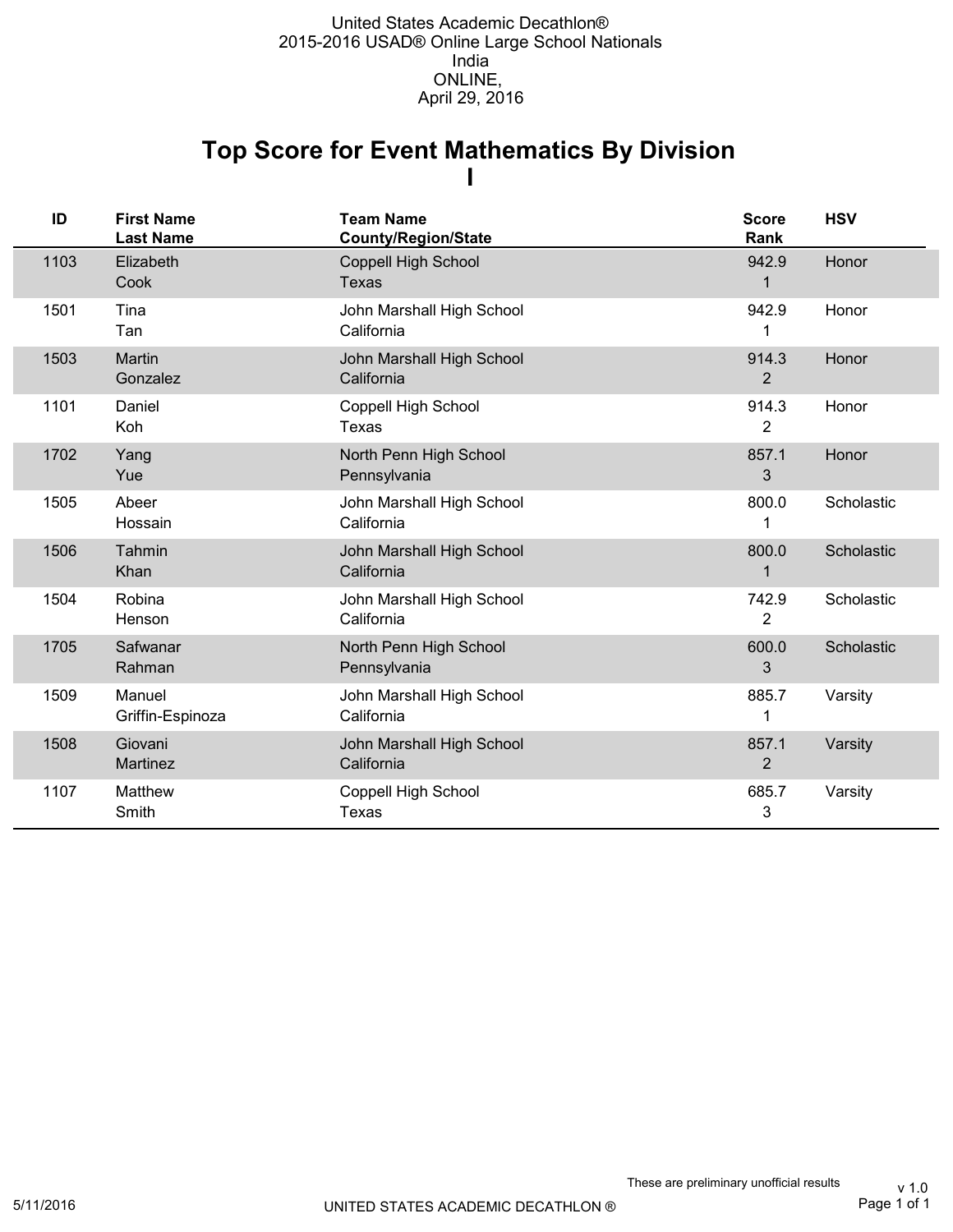United States Academic Decathlon®
2015-2016 USAD® Online Large School Nationals
India
ONLINE,
April 29, 2016

# Top Score for Event Mathematics By Division I

| ID | First Name / Last Name | Team Name / County/Region/State | Score / Rank | HSV |
|---|---|---|---|---|
| 1103 | Elizabeth Cook | Coppell High School Texas | 942.9 1 | Honor |
| 1501 | Tina Tan | John Marshall High School California | 942.9 1 | Honor |
| 1503 | Martin Gonzalez | John Marshall High School California | 914.3 2 | Honor |
| 1101 | Daniel Koh | Coppell High School Texas | 914.3 2 | Honor |
| 1702 | Yang Yue | North Penn High School Pennsylvania | 857.1 3 | Honor |
| 1505 | Abeer Hossain | John Marshall High School California | 800.0 1 | Scholastic |
| 1506 | Tahmin Khan | John Marshall High School California | 800.0 1 | Scholastic |
| 1504 | Robina Henson | John Marshall High School California | 742.9 2 | Scholastic |
| 1705 | Safwanar Rahman | North Penn High School Pennsylvania | 600.0 3 | Scholastic |
| 1509 | Manuel Griffin-Espinoza | John Marshall High School California | 885.7 1 | Varsity |
| 1508 | Giovani Martinez | John Marshall High School California | 857.1 2 | Varsity |
| 1107 | Matthew Smith | Coppell High School Texas | 685.7 3 | Varsity |

These are preliminary unofficial results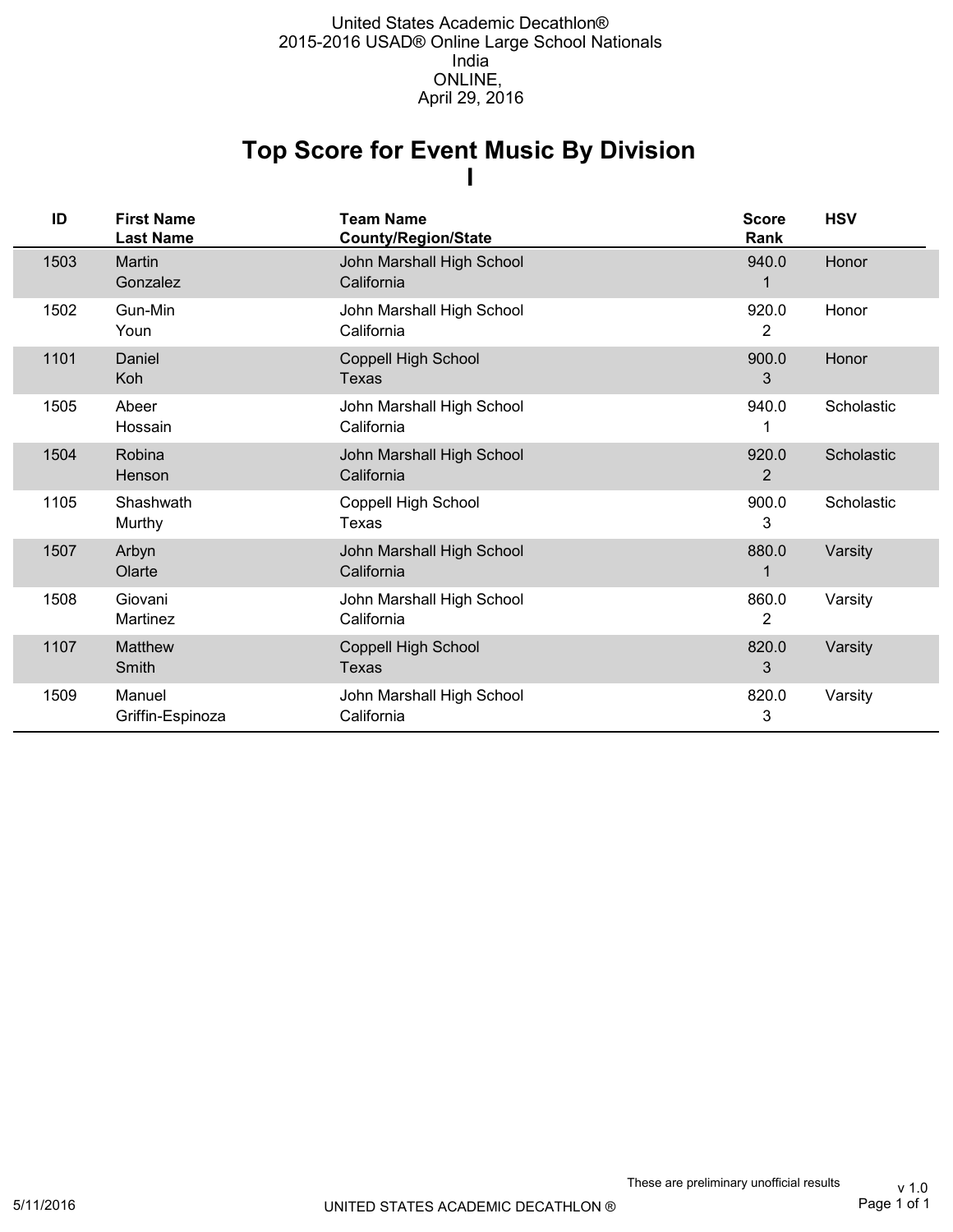United States Academic Decathlon®
2015-2016 USAD® Online Large School Nationals
India
ONLINE,
April 29, 2016

# Top Score for Event Music By Division I

| ID | First Name<br>Last Name | Team Name<br>County/Region/State | Score<br>Rank | HSV |
|---|---|---|---|---|
| 1503 | Martin<br>Gonzalez | John Marshall High School<br>California | 940.0<br>1 | Honor |
| 1502 | Gun-Min<br>Youn | John Marshall High School<br>California | 920.0<br>2 | Honor |
| 1101 | Daniel<br>Koh | Coppell High School<br>Texas | 900.0<br>3 | Honor |
| 1505 | Abeer<br>Hossain | John Marshall High School<br>California | 940.0<br>1 | Scholastic |
| 1504 | Robina<br>Henson | John Marshall High School<br>California | 920.0<br>2 | Scholastic |
| 1105 | Shashwath<br>Murthy | Coppell High School<br>Texas | 900.0<br>3 | Scholastic |
| 1507 | Arbyn<br>Olarte | John Marshall High School<br>California | 880.0<br>1 | Varsity |
| 1508 | Giovani<br>Martinez | John Marshall High School<br>California | 860.0<br>2 | Varsity |
| 1107 | Matthew<br>Smith | Coppell High School<br>Texas | 820.0<br>3 | Varsity |
| 1509 | Manuel<br>Griffin-Espinoza | John Marshall High School<br>California | 820.0<br>3 | Varsity |

These are preliminary unofficial results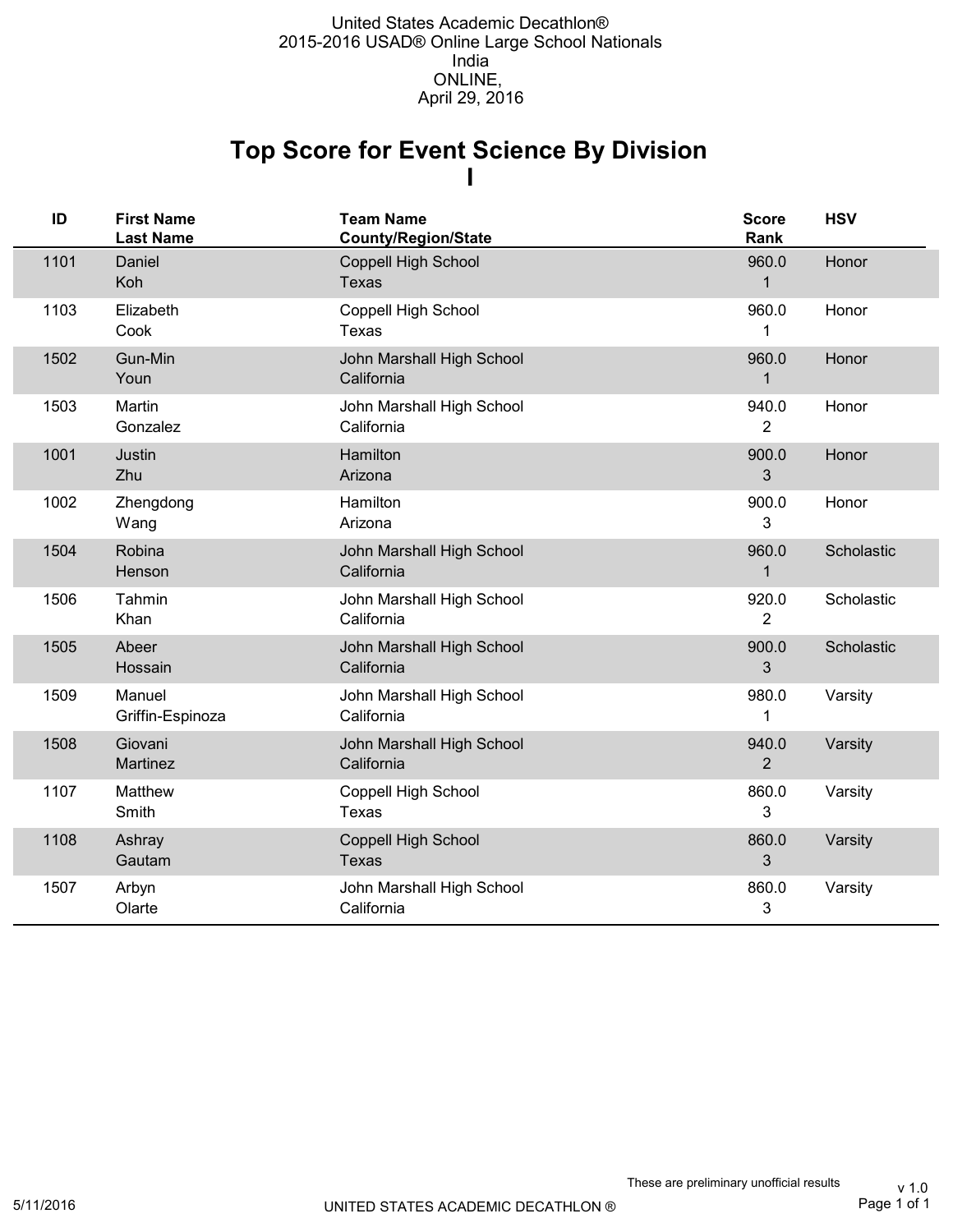United States Academic Decathlon®
2015-2016 USAD® Online Large School Nationals
India
ONLINE,
April 29, 2016

# Top Score for Event Science By Division I

| ID | First Name<br>Last Name | Team Name<br>County/Region/State | Score<br>Rank | HSV |
|---|---|---|---|---|
| 1101 | Daniel<br>Koh | Coppell High School<br>Texas | 960.0<br>1 | Honor |
| 1103 | Elizabeth<br>Cook | Coppell High School<br>Texas | 960.0<br>1 | Honor |
| 1502 | Gun-Min<br>Youn | John Marshall High School<br>California | 960.0<br>1 | Honor |
| 1503 | Martin<br>Gonzalez | John Marshall High School<br>California | 940.0<br>2 | Honor |
| 1001 | Justin<br>Zhu | Hamilton<br>Arizona | 900.0<br>3 | Honor |
| 1002 | Zhengdong<br>Wang | Hamilton<br>Arizona | 900.0<br>3 | Honor |
| 1504 | Robina<br>Henson | John Marshall High School<br>California | 960.0<br>1 | Scholastic |
| 1506 | Tahmin<br>Khan | John Marshall High School<br>California | 920.0<br>2 | Scholastic |
| 1505 | Abeer<br>Hossain | John Marshall High School<br>California | 900.0<br>3 | Scholastic |
| 1509 | Manuel<br>Griffin-Espinoza | John Marshall High School<br>California | 980.0<br>1 | Varsity |
| 1508 | Giovani<br>Martinez | John Marshall High School<br>California | 940.0<br>2 | Varsity |
| 1107 | Matthew<br>Smith | Coppell High School<br>Texas | 860.0<br>3 | Varsity |
| 1108 | Ashray<br>Gautam | Coppell High School<br>Texas | 860.0<br>3 | Varsity |
| 1507 | Arbyn<br>Olarte | John Marshall High School<br>California | 860.0<br>3 | Varsity |

These are preliminary unofficial results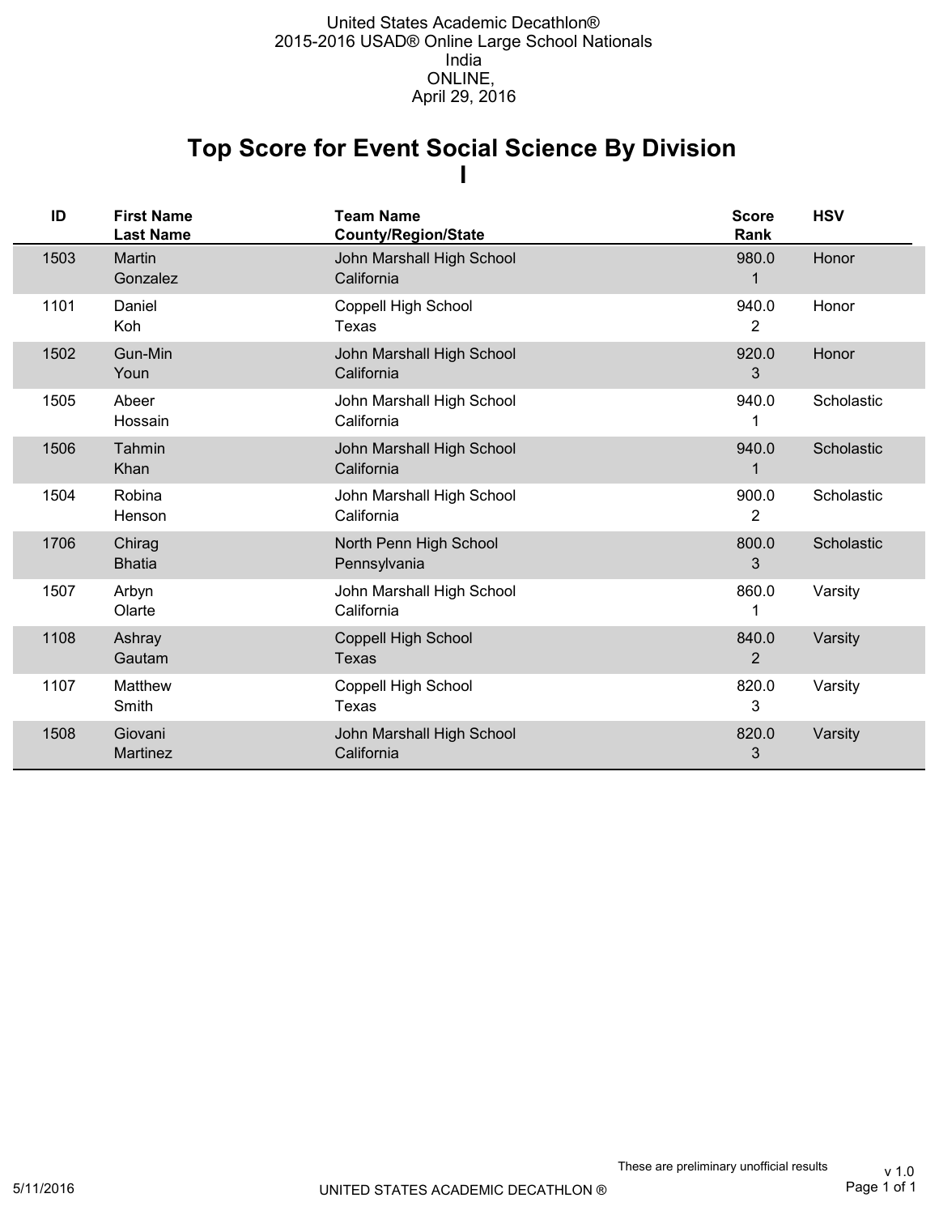United States Academic Decathlon®
2015-2016 USAD® Online Large School Nationals
India
ONLINE,
April 29, 2016

# Top Score for Event Social Science By Division I

| ID | First Name<br>Last Name | Team Name<br>County/Region/State | Score<br>Rank | HSV |
|---|---|---|---|---|
| 1503 | Martin<br>Gonzalez | John Marshall High School<br>California | 980.0<br>1 | Honor |
| 1101 | Daniel<br>Koh | Coppell High School<br>Texas | 940.0<br>2 | Honor |
| 1502 | Gun-Min<br>Youn | John Marshall High School<br>California | 920.0<br>3 | Honor |
| 1505 | Abeer<br>Hossain | John Marshall High School<br>California | 940.0<br>1 | Scholastic |
| 1506 | Tahmin<br>Khan | John Marshall High School<br>California | 940.0<br>1 | Scholastic |
| 1504 | Robina<br>Henson | John Marshall High School<br>California | 900.0<br>2 | Scholastic |
| 1706 | Chirag<br>Bhatia | North Penn High School<br>Pennsylvania | 800.0<br>3 | Scholastic |
| 1507 | Arbyn<br>Olarte | John Marshall High School<br>California | 860.0<br>1 | Varsity |
| 1108 | Ashray<br>Gautam | Coppell High School<br>Texas | 840.0<br>2 | Varsity |
| 1107 | Matthew<br>Smith | Coppell High School<br>Texas | 820.0<br>3 | Varsity |
| 1508 | Giovani<br>Martinez | John Marshall High School<br>California | 820.0<br>3 | Varsity |

These are preliminary unofficial results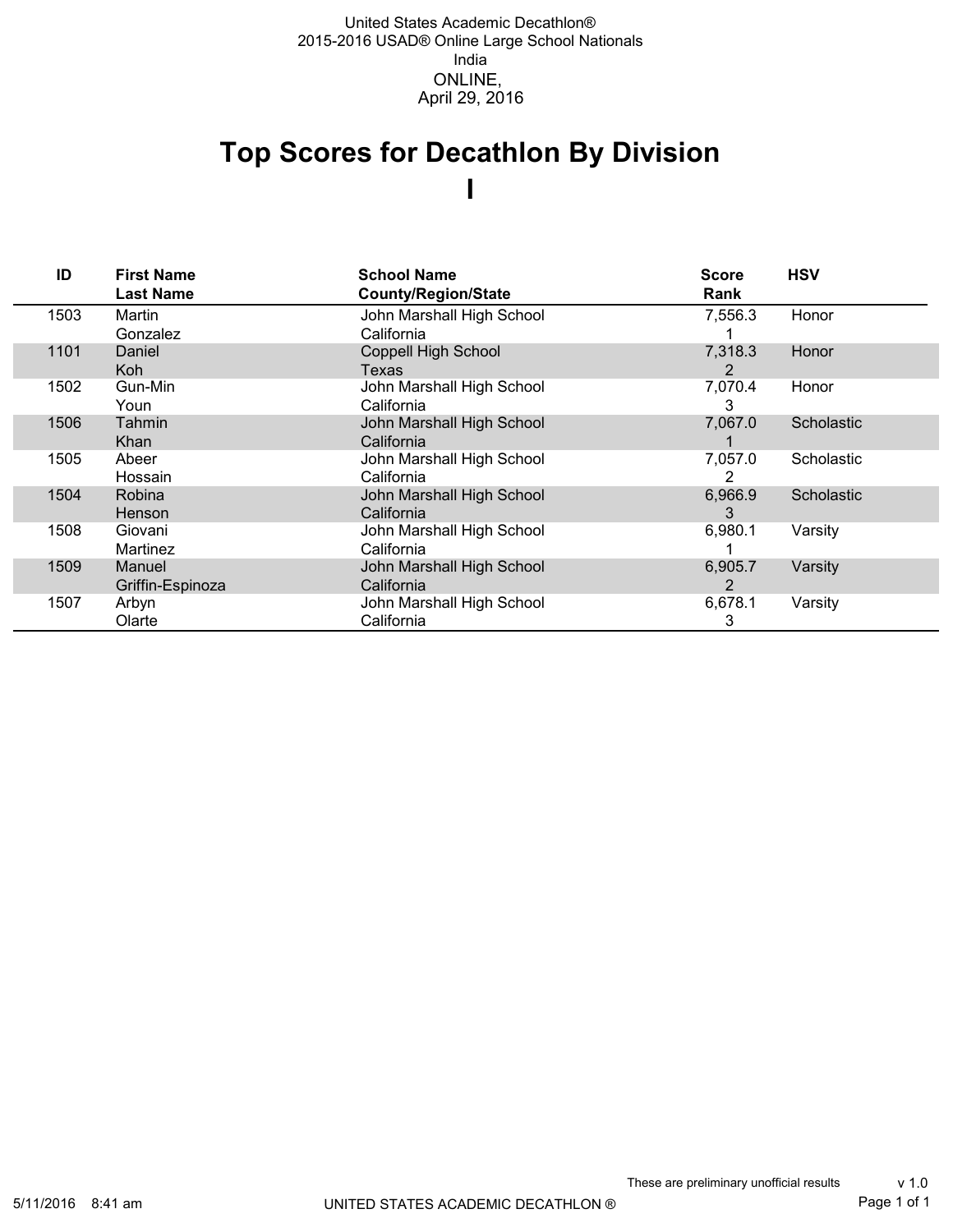United States Academic Decathlon®
2015-2016 USAD® Online Large School Nationals
India
ONLINE,
April 29, 2016

# Top Scores for Decathlon By Division I

| ID | First Name<br>Last Name | School Name<br>County/Region/State | Score<br>Rank | HSV |
|---|---|---|---|---|
| 1503 | Martin<br>Gonzalez | John Marshall High School<br>California | 7,556.3<br>1 | Honor |
| 1101 | Daniel<br>Koh | Coppell High School<br>Texas | 7,318.3<br>2 | Honor |
| 1502 | Gun-Min<br>Youn | John Marshall High School<br>California | 7,070.4<br>3 | Honor |
| 1506 | Tahmin<br>Khan | John Marshall High School<br>California | 7,067.0<br>1 | Scholastic |
| 1505 | Abeer<br>Hossain | John Marshall High School<br>California | 7,057.0<br>2 | Scholastic |
| 1504 | Robina<br>Henson | John Marshall High School<br>California | 6,966.9<br>3 | Scholastic |
| 1508 | Giovani<br>Martinez | John Marshall High School<br>California | 6,980.1<br>1 | Varsity |
| 1509 | Manuel<br>Griffin-Espinoza | John Marshall High School<br>California | 6,905.7<br>2 | Varsity |
| 1507 | Arbyn<br>Olarte | John Marshall High School<br>California | 6,678.1<br>3 | Varsity |

These are preliminary unofficial results